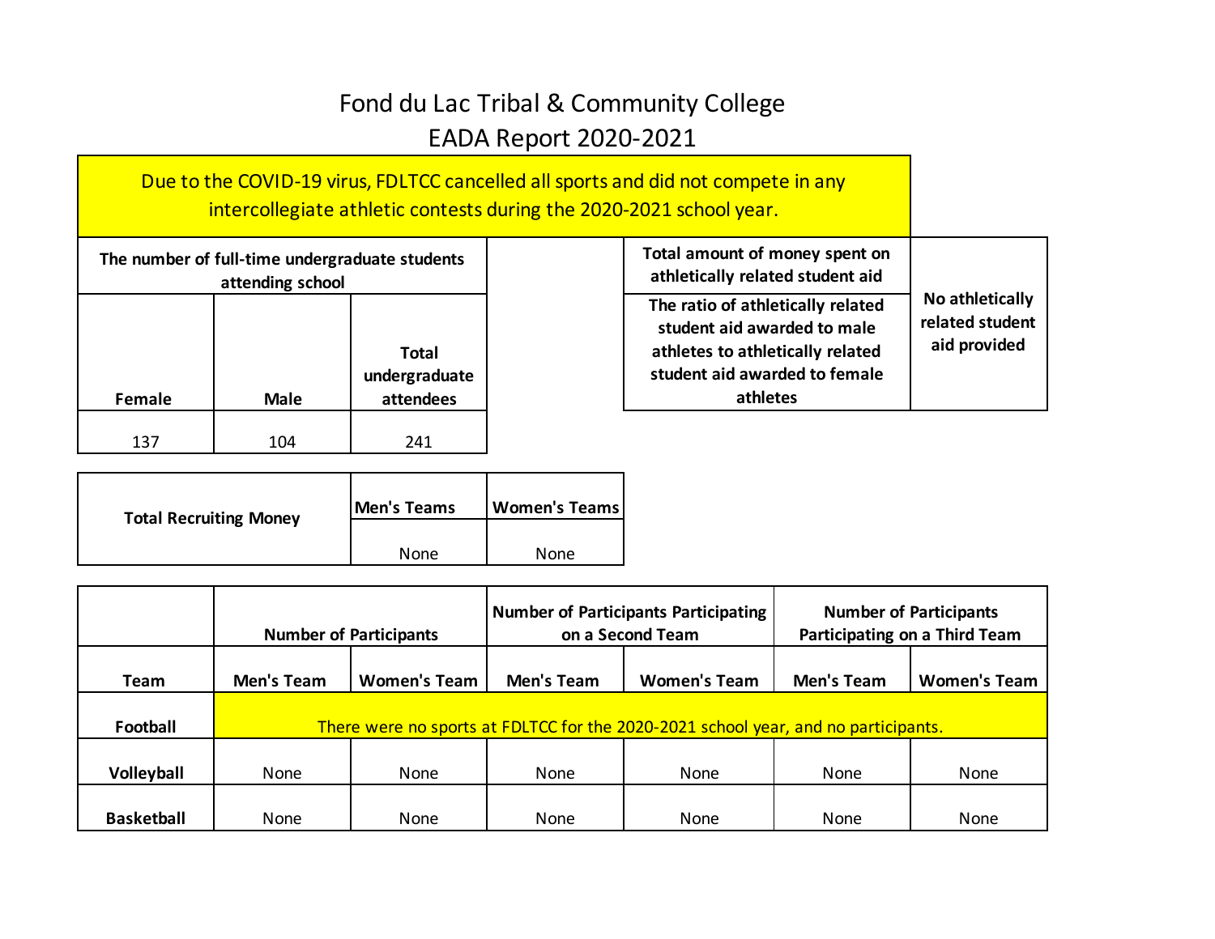# Fond du Lac Tribal & Community College
## EADA Report 2020-2021

Due to the COVID-19 virus, FDLTCC cancelled all sports and did not compete in any intercollegiate athletic contests during the 2020-2021 school year.

| The number of full-time undergraduate students attending school | | |
|---|---|---|
| Female | Male | Total undergraduate attendees |
| 137 | 104 | 241 |

| Total amount of money spent on athletically related student aid | No athletically related student aid provided |
|---|---|
| The ratio of athletically related student aid awarded to male athletes to athletically related student aid awarded to female athletes | |

| Total Recruiting Money | Men's Teams | Women's Teams |
|---|---|---|
| | None | None |

| | Number of Participants | | Number of Participants Participating on a Second Team | | Number of Participants Participating on a Third Team | |
|---|---|---|---|---|---|---|
| Team | Men's Team | Women's Team | Men's Team | Women's Team | Men's Team | Women's Team |
| Football | There were no sports at FDLTCC for the 2020-2021 school year, and no participants. | | | | | |
| Volleyball | None | None | None | None | None | None |
| Basketball | None | None | None | None | None | None |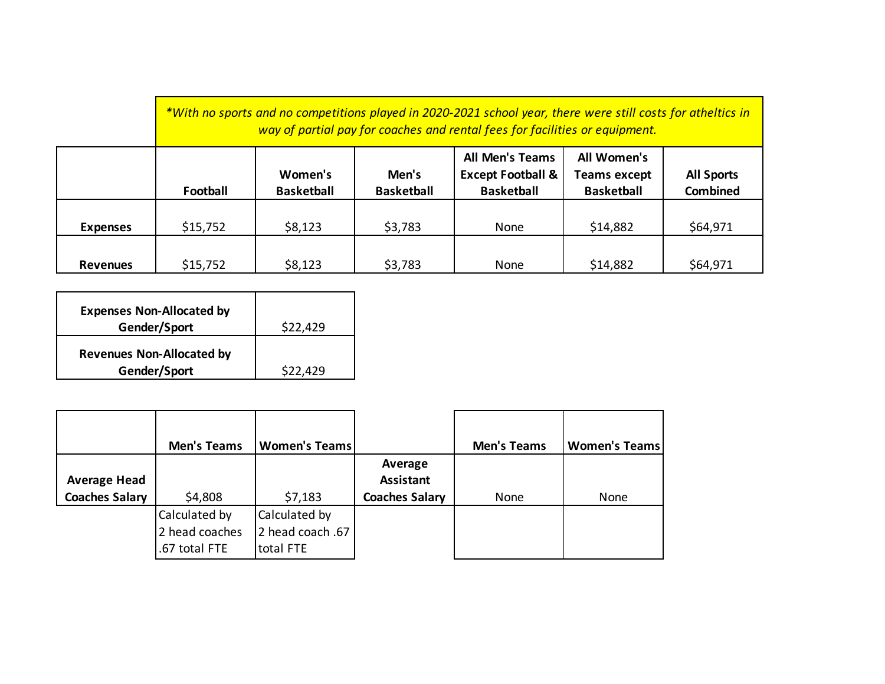*\*With no sports and no competitions played in 2020-2021 school year, there were still costs for atheltics in way of partial pay for coaches and rental fees for facilities or equipment.*

| | Football | Women's Basketball | Men's Basketball | All Men's Teams Except Football & Basketball | All Women's Teams except Basketball | All Sports Combined |
|---|---|---|---|---|---|---|
| **Expenses** | $15,752 | $8,123 | $3,783 | None | $14,882 | $64,971 |
| **Revenues** | $15,752 | $8,123 | $3,783 | None | $14,882 | $64,971 |

| | |
|---|---|
| **Expenses Non-Allocated by Gender/Sport** | $22,429 |
| **Revenues Non-Allocated by Gender/Sport** | $22,429 |

| | Men's Teams | Women's Teams |
|---|---|---|
| **Average Head Coaches Salary** | $4,808 | $7,183 |
| | Calculated by 2 head coaches .67 total FTE | Calculated by 2 head coach .67 total FTE |

| | Men's Teams | Women's Teams |
|---|---|---|
| **Average Assistant Coaches Salary** | None | None |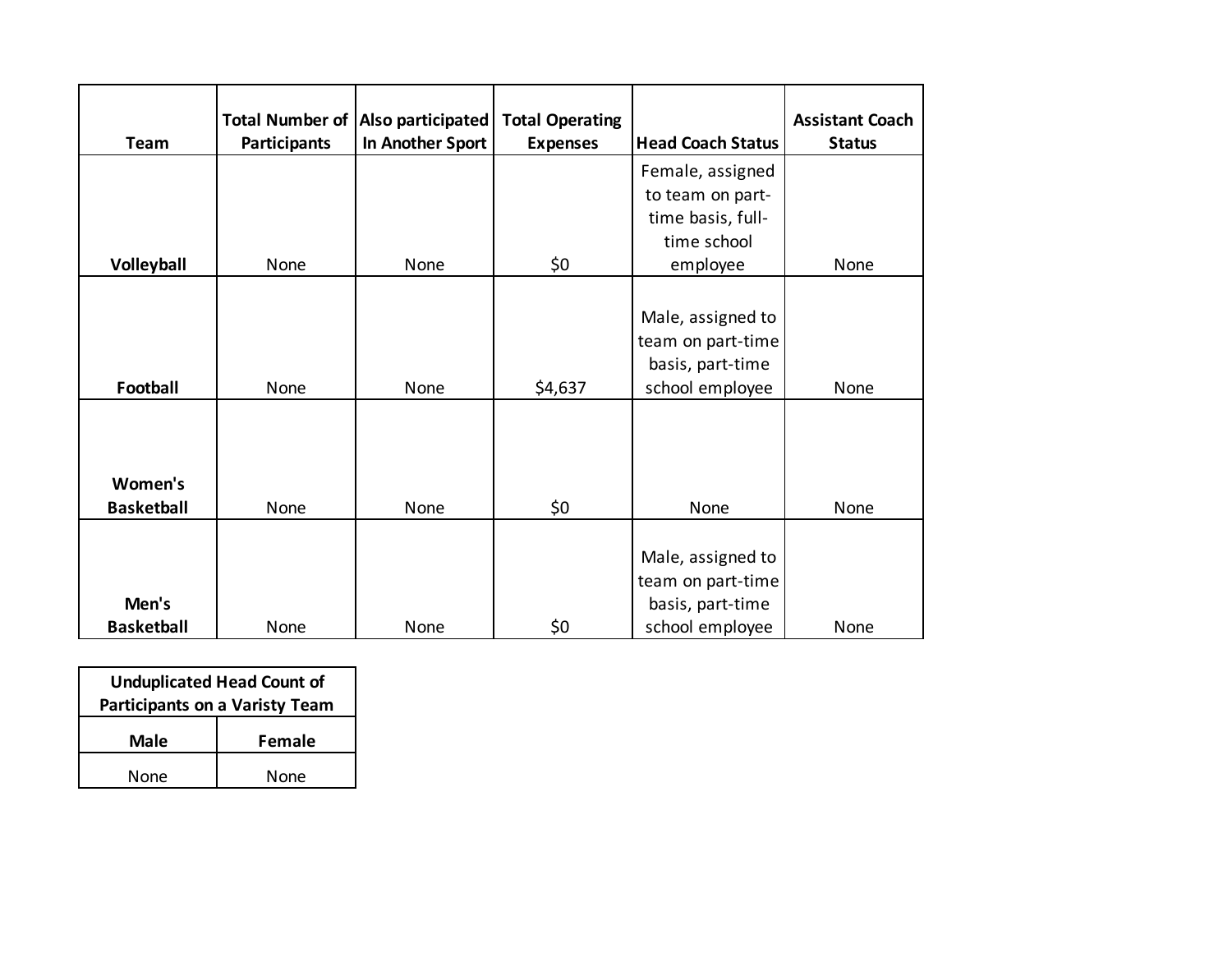| Team | Total Number of Participants | Also participated In Another Sport | Total Operating Expenses | Head Coach Status | Assistant Coach Status |
|---|---|---|---|---|---|
| Volleyball | None | None | $0 | Female, assigned to team on part-time basis, full-time school employee | None |
| Football | None | None | $4,637 | Male, assigned to team on part-time basis, part-time school employee | None |
| Women's Basketball | None | None | $0 | None | None |
| Men's Basketball | None | None | $0 | Male, assigned to team on part-time basis, part-time school employee | None |

| Unduplicated Head Count of Participants on a Varisty Team | |
|---|---|
| Male | Female |
| None | None |